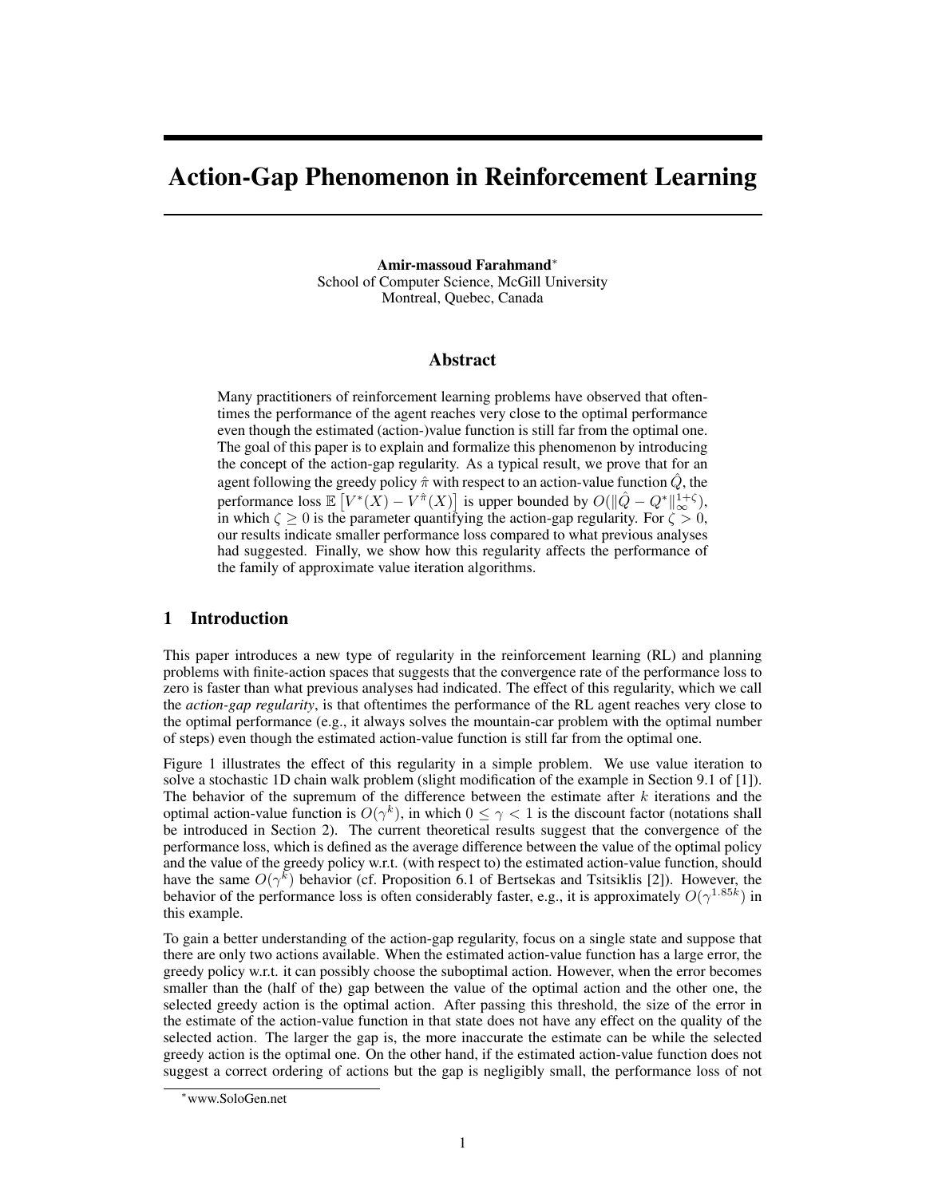# Action-Gap Phenomenon in Reinforcement Learning

**Amir-massoud Farahmand***
School of Computer Science, McGill University
Montreal, Quebec, Canada

## Abstract

Many practitioners of reinforcement learning problems have observed that oftentimes the performance of the agent reaches very close to the optimal performance even though the estimated (action-)value function is still far from the optimal one. The goal of this paper is to explain and formalize this phenomenon by introducing the concept of the action-gap regularity. As a typical result, we prove that for an agent following the greedy policy $\hat{\pi}$ with respect to an action-value function $\hat{Q}$, the performance loss $\mathbb{E}\left[V^*(X) - V^{\hat{\pi}}(X)\right]$ is upper bounded by $O(\|\hat{Q} - Q^*\|_\infty^{1+\zeta})$, in which $\zeta \geq 0$ is the parameter quantifying the action-gap regularity. For $\zeta > 0$, our results indicate smaller performance loss compared to what previous analyses had suggested. Finally, we show how this regularity affects the performance of the family of approximate value iteration algorithms.

## 1 Introduction

This paper introduces a new type of regularity in the reinforcement learning (RL) and planning problems with finite-action spaces that suggests that the convergence rate of the performance loss to zero is faster than what previous analyses had indicated. The effect of this regularity, which we call the *action-gap regularity*, is that oftentimes the performance of the RL agent reaches very close to the optimal performance (e.g., it always solves the mountain-car problem with the optimal number of steps) even though the estimated action-value function is still far from the optimal one.

Figure 1 illustrates the effect of this regularity in a simple problem. We use value iteration to solve a stochastic 1D chain walk problem (slight modification of the example in Section 9.1 of [1]). The behavior of the supremum of the difference between the estimate after $k$ iterations and the optimal action-value function is $O(\gamma^k)$, in which $0 \leq \gamma < 1$ is the discount factor (notations shall be introduced in Section 2). The current theoretical results suggest that the convergence of the performance loss, which is defined as the average difference between the value of the optimal policy and the value of the greedy policy w.r.t. (with respect to) the estimated action-value function, should have the same $O(\gamma^k)$ behavior (cf. Proposition 6.1 of Bertsekas and Tsitsiklis [2]). However, the behavior of the performance loss is often considerably faster, e.g., it is approximately $O(\gamma^{1.85k})$ in this example.

To gain a better understanding of the action-gap regularity, focus on a single state and suppose that there are only two actions available. When the estimated action-value function has a large error, the greedy policy w.r.t. it can possibly choose the suboptimal action. However, when the error becomes smaller than the (half of the) gap between the value of the optimal action and the other one, the selected greedy action is the optimal action. After passing this threshold, the size of the error in the estimate of the action-value function in that state does not have any effect on the quality of the selected action. The larger the gap is, the more inaccurate the estimate can be while the selected greedy action is the optimal one. On the other hand, if the estimated action-value function does not suggest a correct ordering of actions but the gap is negligibly small, the performance loss of not

*www.SoloGen.net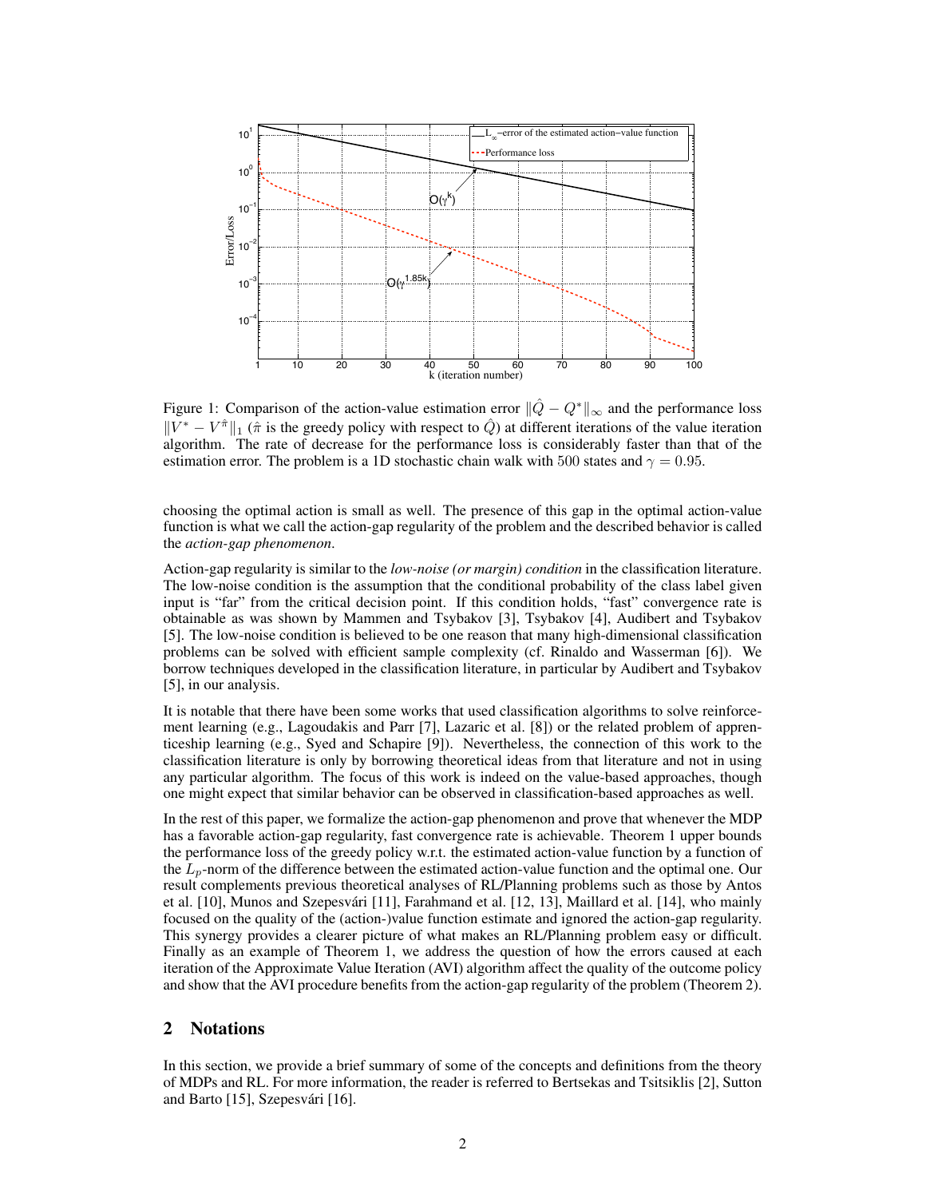Figure 1: Comparison of the action-value estimation error $\|\hat{Q} - Q^*\|_\infty$ and the performance loss $\|V^* - V^{\hat{\pi}}\|_1$ ($\hat{\pi}$ is the greedy policy with respect to $\hat{Q}$) at different iterations of the value iteration algorithm. The rate of decrease for the performance loss is considerably faster than that of the estimation error. The problem is a 1D stochastic chain walk with 500 states and $\gamma = 0.95$.

choosing the optimal action is small as well. The presence of this gap in the optimal action-value function is what we call the action-gap regularity of the problem and the described behavior is called the *action-gap phenomenon*.

Action-gap regularity is similar to the *low-noise (or margin) condition* in the classification literature. The low-noise condition is the assumption that the conditional probability of the class label given input is "far" from the critical decision point. If this condition holds, "fast" convergence rate is obtainable as was shown by Mammen and Tsybakov [3], Tsybakov [4], Audibert and Tsybakov [5]. The low-noise condition is believed to be one reason that many high-dimensional classification problems can be solved with efficient sample complexity (cf. Rinaldo and Wasserman [6]). We borrow techniques developed in the classification literature, in particular by Audibert and Tsybakov [5], in our analysis.

It is notable that there have been some works that used classification algorithms to solve reinforcement learning (e.g., Lagoudakis and Parr [7], Lazaric et al. [8]) or the related problem of apprenticeship learning (e.g., Syed and Schapire [9]). Nevertheless, the connection of this work to the classification literature is only by borrowing theoretical ideas from that literature and not in using any particular algorithm. The focus of this work is indeed on the value-based approaches, though one might expect that similar behavior can be observed in classification-based approaches as well.

In the rest of this paper, we formalize the action-gap phenomenon and prove that whenever the MDP has a favorable action-gap regularity, fast convergence rate is achievable. Theorem 1 upper bounds the performance loss of the greedy policy w.r.t. the estimated action-value function by a function of the $L_p$-norm of the difference between the estimated action-value function and the optimal one. Our result complements previous theoretical analyses of RL/Planning problems such as those by Antos et al. [10], Munos and Szepesvári [11], Farahmand et al. [12, 13], Maillard et al. [14], who mainly focused on the quality of the (action-)value function estimate and ignored the action-gap regularity. This synergy provides a clearer picture of what makes an RL/Planning problem easy or difficult. Finally as an example of Theorem 1, we address the question of how the errors caused at each iteration of the Approximate Value Iteration (AVI) algorithm affect the quality of the outcome policy and show that the AVI procedure benefits from the action-gap regularity of the problem (Theorem 2).

## 2 Notations

In this section, we provide a brief summary of some of the concepts and definitions from the theory of MDPs and RL. For more information, the reader is referred to Bertsekas and Tsitsiklis [2], Sutton and Barto [15], Szepesvári [16].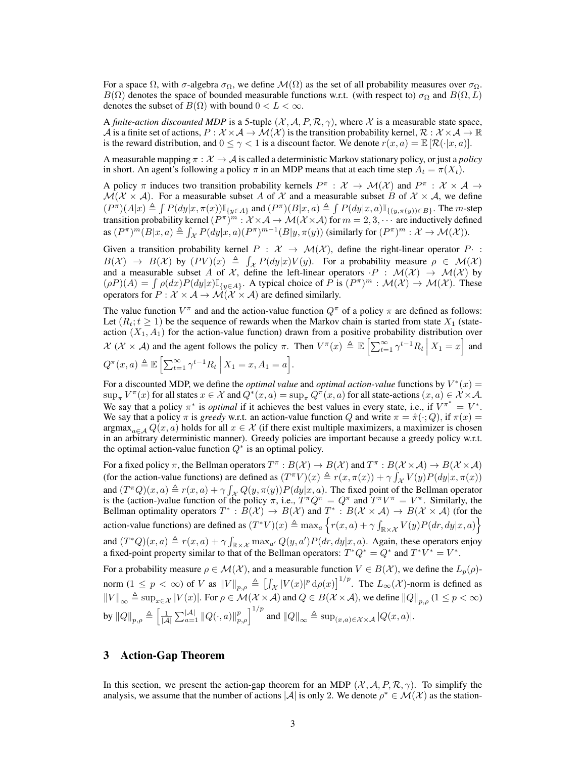For a space $\Omega$, with $\sigma$-algebra $\sigma_\Omega$, we define $\mathcal{M}(\Omega)$ as the set of all probability measures over $\sigma_\Omega$. $B(\Omega)$ denotes the space of bounded measurable functions w.r.t. (with respect to) $\sigma_\Omega$ and $B(\Omega, L)$ denotes the subset of $B(\Omega)$ with bound $0 < L < \infty$.

A *finite-action discounted MDP* is a 5-tuple $(\mathcal{X}, \mathcal{A}, P, \mathcal{R}, \gamma)$, where $\mathcal{X}$ is a measurable state space, $\mathcal{A}$ is a finite set of actions, $P : \mathcal{X} \times \mathcal{A} \to \mathcal{M}(\mathcal{X})$ is the transition probability kernel, $\mathcal{R} : \mathcal{X} \times \mathcal{A} \to \mathbb{R}$ is the reward distribution, and $0 \leq \gamma < 1$ is a discount factor. We denote $r(x, a) = \mathbb{E}\left[\mathcal{R}(\cdot|x, a)\right]$.

A measurable mapping $\pi : \mathcal{X} \to \mathcal{A}$ is called a deterministic Markov stationary policy, or just a *policy* in short. An agent's following a policy $\pi$ in an MDP means that at each time step $A_t = \pi(X_t)$.

A policy $\pi$ induces two transition probability kernels $P^\pi : \mathcal{X} \to \mathcal{M}(\mathcal{X})$ and $P^\pi : \mathcal{X} \times \mathcal{A} \to \mathcal{M}(\mathcal{X} \times \mathcal{A})$. For a measurable subset $A$ of $\mathcal{X}$ and a measurable subset $B$ of $\mathcal{X} \times \mathcal{A}$, we define $(P^\pi)(A|x) \triangleq \int P(dy|x, \pi(x))\mathbb{I}_{\{y \in A\}}$ and $(P^\pi)(B|x, a) \triangleq \int P(dy|x, a)\mathbb{I}_{\{(y, \pi(y)) \in B\}}$. The $m$-step transition probability kernel $(P^\pi)^m : \mathcal{X} \times \mathcal{A} \to \mathcal{M}(\mathcal{X} \times \mathcal{A})$ for $m = 2, 3, \cdots$ are inductively defined as $(P^\pi)^m(B|x, a) \triangleq \int_{\mathcal{X}} P(dy|x, a)(P^\pi)^{m-1}(B|y, \pi(y))$ (similarly for $(P^\pi)^m : \mathcal{X} \to \mathcal{M}(\mathcal{X})$).

Given a transition probability kernel $P : \mathcal{X} \to \mathcal{M}(\mathcal{X})$, define the right-linear operator $P\cdot : B(\mathcal{X}) \to B(\mathcal{X})$ by $(PV)(x) \triangleq \int_{\mathcal{X}} P(dy|x)V(y)$. For a probability measure $\rho \in \mathcal{M}(\mathcal{X})$ and a measurable subset $A$ of $\mathcal{X}$, define the left-linear operators $\cdot P : \mathcal{M}(\mathcal{X}) \to \mathcal{M}(\mathcal{X})$ by $(\rho P)(A) = \int \rho(dx)P(dy|x)\mathbb{I}_{\{y \in A\}}$. A typical choice of $P$ is $(P^\pi)^m : \mathcal{M}(\mathcal{X}) \to \mathcal{M}(\mathcal{X})$. These operators for $P : \mathcal{X} \times \mathcal{A} \to \mathcal{M}(\mathcal{X} \times \mathcal{A})$ are defined similarly.

The value function $V^\pi$ and and the action-value function $Q^\pi$ of a policy $\pi$ are defined as follows: Let $(R_t; t \geq 1)$ be the sequence of rewards when the Markov chain is started from state $X_1$ (state-action $(X_1, A_1)$ for the action-value function) drawn from a positive probability distribution over $\mathcal{X}$ ($\mathcal{X} \times \mathcal{A}$) and the agent follows the policy $\pi$. Then $V^\pi(x) \triangleq \mathbb{E}\left[\sum_{t=1}^{\infty} \gamma^{t-1} R_t \,\middle|\, X_1 = x\right]$ and $Q^\pi(x, a) \triangleq \mathbb{E}\left[\sum_{t=1}^{\infty} \gamma^{t-1} R_t \,\middle|\, X_1 = x, A_1 = a\right]$.

For a discounted MDP, we define the *optimal value* and *optimal action-value* functions by $V^*(x) = \sup_\pi V^\pi(x)$ for all states $x \in \mathcal{X}$ and $Q^*(x, a) = \sup_\pi Q^\pi(x, a)$ for all state-actions $(x, a) \in \mathcal{X} \times \mathcal{A}$. We say that a policy $\pi^*$ is *optimal* if it achieves the best values in every state, i.e., if $V^{\pi^*} = V^*$. We say that a policy $\pi$ is *greedy* w.r.t. an action-value function $Q$ and write $\pi = \hat{\pi}(\cdot; Q)$, if $\pi(x) = \operatorname{argmax}_{a \in \mathcal{A}} Q(x, a)$ holds for all $x \in \mathcal{X}$ (if there exist multiple maximizers, a maximizer is chosen in an arbitrary deterministic manner). Greedy policies are important because a greedy policy w.r.t. the optimal action-value function $Q^*$ is an optimal policy.

For a fixed policy $\pi$, the Bellman operators $T^\pi : B(\mathcal{X}) \to B(\mathcal{X})$ and $T^\pi : B(\mathcal{X} \times \mathcal{A}) \to B(\mathcal{X} \times \mathcal{A})$ (for the action-value functions) are defined as $(T^\pi V)(x) \triangleq r(x, \pi(x)) + \gamma \int_{\mathcal{X}} V(y)P(dy|x, \pi(x))$ and $(T^\pi Q)(x, a) \triangleq r(x, a) + \gamma \int_{\mathcal{X}} Q(y, \pi(y))P(dy|x, a)$. The fixed point of the Bellman operator is the (action-)value function of the policy $\pi$, i.e., $T^\pi Q^\pi = Q^\pi$ and $T^\pi V^\pi = V^\pi$. Similarly, the Bellman optimality operators $T^* : B(\mathcal{X}) \to B(\mathcal{X})$ and $T^* : B(\mathcal{X} \times \mathcal{A}) \to B(\mathcal{X} \times \mathcal{A})$ (for the action-value functions) are defined as $(T^*V)(x) \triangleq \max_a \left\{ r(x, a) + \gamma \int_{\mathbb{R} \times \mathcal{X}} V(y)P(dr, dy|x, a) \right\}$ and $(T^*Q)(x, a) \triangleq r(x, a) + \gamma \int_{\mathbb{R} \times \mathcal{X}} \max_{a'} Q(y, a')P(dr, dy|x, a)$. Again, these operators enjoy a fixed-point property similar to that of the Bellman operators: $T^*Q^* = Q^*$ and $T^*V^* = V^*$.

For a probability measure $\rho \in \mathcal{M}(\mathcal{X})$, and a measurable function $V \in B(\mathcal{X})$, we define the $L_p(\rho)$-norm ($1 \leq p < \infty$) of $V$ as $\|V\|_{p,\rho} \triangleq \left[\int_{\mathcal{X}} |V(x)|^p \,\mathrm{d}\rho(x)\right]^{1/p}$. The $L_\infty(\mathcal{X})$-norm is defined as $\|V\|_\infty \triangleq \sup_{x \in \mathcal{X}} |V(x)|$. For $\rho \in \mathcal{M}(\mathcal{X} \times \mathcal{A})$ and $Q \in B(\mathcal{X} \times \mathcal{A})$, we define $\|Q\|_{p,\rho}$ ($1 \leq p < \infty$) by $\|Q\|_{p,\rho} \triangleq \left[\frac{1}{|\mathcal{A}|} \sum_{a=1}^{|\mathcal{A}|} \|Q(\cdot, a)\|_{p,\rho}^p\right]^{1/p}$ and $\|Q\|_\infty \triangleq \sup_{(x,a) \in \mathcal{X} \times \mathcal{A}} |Q(x, a)|$.

## 3 Action-Gap Theorem

In this section, we present the action-gap theorem for an MDP $(\mathcal{X}, \mathcal{A}, P, \mathcal{R}, \gamma)$. To simplify the analysis, we assume that the number of actions $|\mathcal{A}|$ is only 2. We denote $\rho^* \in \mathcal{M}(\mathcal{X})$ as the station-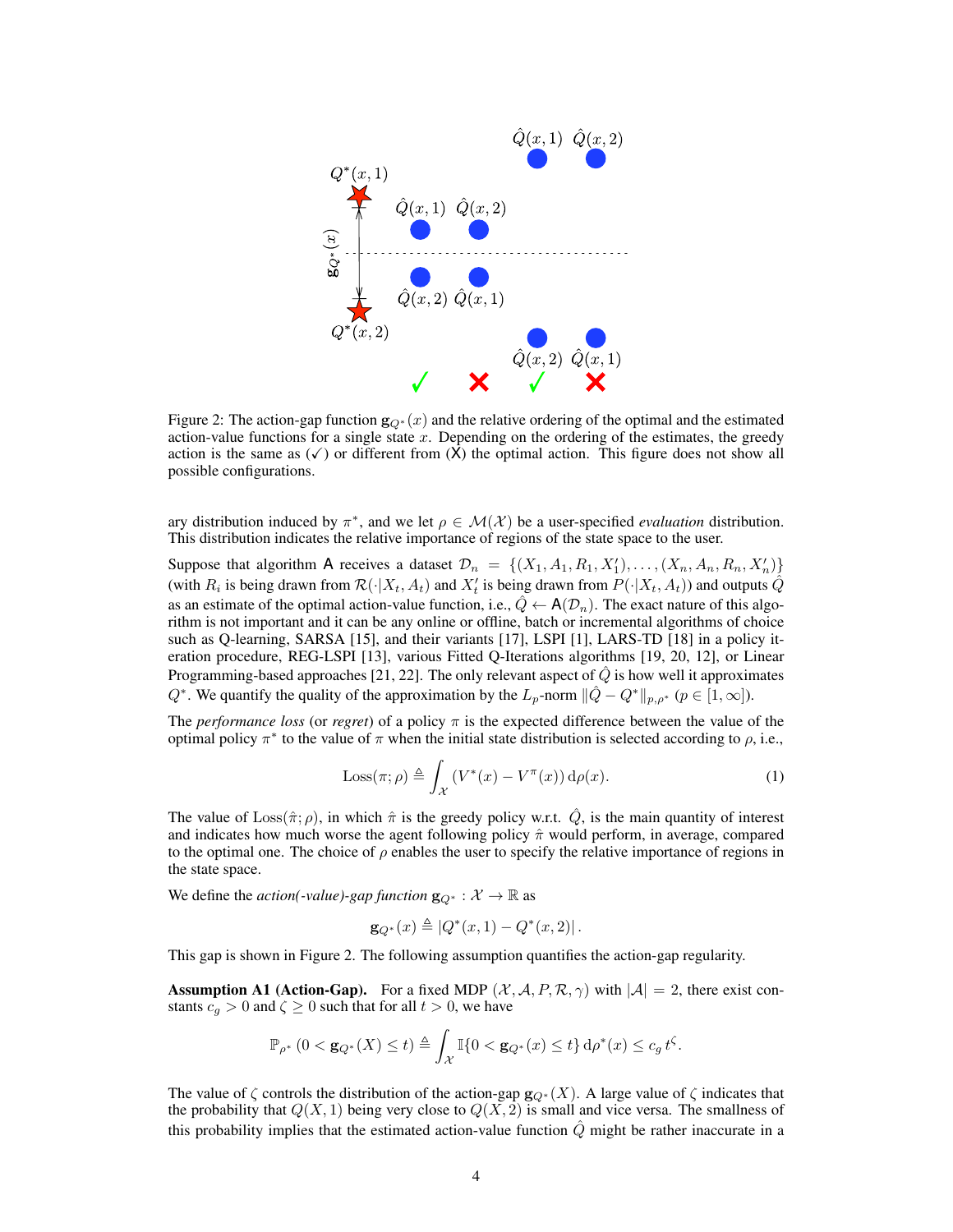Figure 2: The action-gap function $\mathbf{g}_{Q^*}(x)$ and the relative ordering of the optimal and the estimated action-value functions for a single state $x$. Depending on the ordering of the estimates, the greedy action is the same as (✓) or different from (X) the optimal action. This figure does not show all possible configurations.

ary distribution induced by $\pi^*$, and we let $\rho \in \mathcal{M}(\mathcal{X})$ be a user-specified *evaluation* distribution. This distribution indicates the relative importance of regions of the state space to the user.

Suppose that algorithm $\mathsf{A}$ receives a dataset $\mathcal{D}_n = \{(X_1, A_1, R_1, X'_1), \ldots, (X_n, A_n, R_n, X'_n)\}$ (with $R_i$ is being drawn from $\mathcal{R}(\cdot|X_t, A_t)$ and $X'_t$ is being drawn from $P(\cdot|X_t, A_t)$) and outputs $\hat{Q}$ as an estimate of the optimal action-value function, i.e., $\hat{Q} \leftarrow \mathsf{A}(\mathcal{D}_n)$. The exact nature of this algorithm is not important and it can be any online or offline, batch or incremental algorithms of choice such as Q-learning, SARSA [15], and their variants [17], LSPI [1], LARS-TD [18] in a policy iteration procedure, REG-LSPI [13], various Fitted Q-Iterations algorithms [19, 20, 12], or Linear Programming-based approaches [21, 22]. The only relevant aspect of $\hat{Q}$ is how well it approximates $Q^*$. We quantify the quality of the approximation by the $L_p$-norm $\|\hat{Q} - Q^*\|_{p,\rho^*}$ ($p \in [1, \infty]$).

The *performance loss* (or *regret*) of a policy $\pi$ is the expected difference between the value of the optimal policy $\pi^*$ to the value of $\pi$ when the initial state distribution is selected according to $\rho$, i.e.,

$$\mathrm{Loss}(\pi; \rho) \triangleq \int_{\mathcal{X}} (V^*(x) - V^{\pi}(x))\, \mathrm{d}\rho(x). \tag{1}$$

The value of $\mathrm{Loss}(\hat{\pi}; \rho)$, in which $\hat{\pi}$ is the greedy policy w.r.t. $\hat{Q}$, is the main quantity of interest and indicates how much worse the agent following policy $\hat{\pi}$ would perform, in average, compared to the optimal one. The choice of $\rho$ enables the user to specify the relative importance of regions in the state space.

We define the *action(-value)-gap function* $\mathbf{g}_{Q^*} : \mathcal{X} \to \mathbb{R}$ as

$$\mathbf{g}_{Q^*}(x) \triangleq |Q^*(x, 1) - Q^*(x, 2)|\,.$$

This gap is shown in Figure 2. The following assumption quantifies the action-gap regularity.

**Assumption A1 (Action-Gap).** For a fixed MDP $(\mathcal{X}, \mathcal{A}, P, \mathcal{R}, \gamma)$ with $|\mathcal{A}| = 2$, there exist constants $c_g > 0$ and $\zeta \geq 0$ such that for all $t > 0$, we have

$$\mathbb{P}_{\rho^*}\left(0 < \mathbf{g}_{Q^*}(X) \leq t\right) \triangleq \int_{\mathcal{X}} \mathbb{I}\{0 < \mathbf{g}_{Q^*}(x) \leq t\}\, \mathrm{d}\rho^*(x) \leq c_g\, t^{\zeta}.$$

The value of $\zeta$ controls the distribution of the action-gap $\mathbf{g}_{Q^*}(X)$. A large value of $\zeta$ indicates that the probability that $Q(X, 1)$ being very close to $Q(X, 2)$ is small and vice versa. The smallness of this probability implies that the estimated action-value function $\hat{Q}$ might be rather inaccurate in a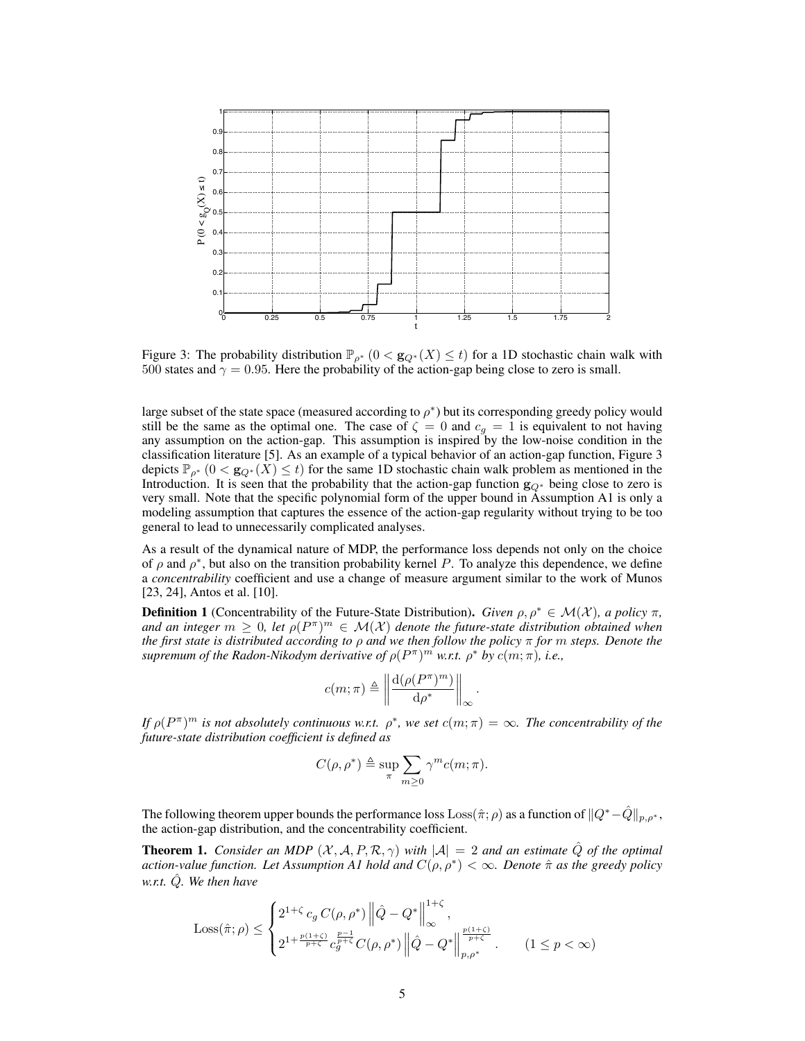Figure 3: The probability distribution $\mathbb{P}_{\rho^*}(0 < \mathbf{g}_{Q^*}(X) \leq t)$ for a 1D stochastic chain walk with 500 states and $\gamma = 0.95$. Here the probability of the action-gap being close to zero is small.

large subset of the state space (measured according to $\rho^*$) but its corresponding greedy policy would still be the same as the optimal one. The case of $\zeta = 0$ and $c_g = 1$ is equivalent to not having any assumption on the action-gap. This assumption is inspired by the low-noise condition in the classification literature [5]. As an example of a typical behavior of an action-gap function, Figure 3 depicts $\mathbb{P}_{\rho^*}(0 < \mathbf{g}_{Q^*}(X) \leq t)$ for the same 1D stochastic chain walk problem as mentioned in the Introduction. It is seen that the probability that the action-gap function $\mathbf{g}_{Q^*}$ being close to zero is very small. Note that the specific polynomial form of the upper bound in Assumption A1 is only a modeling assumption that captures the essence of the action-gap regularity without trying to be too general to lead to unnecessarily complicated analyses.

As a result of the dynamical nature of MDP, the performance loss depends not only on the choice of $\rho$ and $\rho^*$, but also on the transition probability kernel $P$. To analyze this dependence, we define a *concentrability* coefficient and use a change of measure argument similar to the work of Munos [23, 24], Antos et al. [10].

**Definition 1** (Concentrability of the Future-State Distribution). *Given $\rho, \rho^* \in \mathcal{M}(\mathcal{X})$, a policy $\pi$, and an integer $m \geq 0$, let $\rho(P^\pi)^m \in \mathcal{M}(\mathcal{X})$ denote the future-state distribution obtained when the first state is distributed according to $\rho$ and we then follow the policy $\pi$ for $m$ steps. Denote the supremum of the Radon-Nikodym derivative of $\rho(P^\pi)^m$ w.r.t. $\rho^*$ by $c(m;\pi)$, i.e.,*

$$c(m;\pi) \triangleq \left\| \frac{\mathrm{d}(\rho(P^\pi)^m)}{\mathrm{d}\rho^*} \right\|_\infty .$$

*If $\rho(P^\pi)^m$ is not absolutely continuous w.r.t. $\rho^*$, we set $c(m;\pi) = \infty$. The concentrability of the future-state distribution coefficient is defined as*

$$C(\rho, \rho^*) \triangleq \sup_\pi \sum_{m \geq 0} \gamma^m c(m;\pi).$$

The following theorem upper bounds the performance loss $\mathrm{Loss}(\hat{\pi};\rho)$ as a function of $\|Q^* - \hat{Q}\|_{p,\rho^*}$, the action-gap distribution, and the concentrability coefficient.

**Theorem 1.** *Consider an MDP $(\mathcal{X}, \mathcal{A}, P, \mathcal{R}, \gamma)$ with $|\mathcal{A}| = 2$ and an estimate $\hat{Q}$ of the optimal action-value function. Let Assumption A1 hold and $C(\rho, \rho^*) < \infty$. Denote $\hat{\pi}$ as the greedy policy w.r.t. $\hat{Q}$. We then have*

$$\mathrm{Loss}(\hat{\pi};\rho) \leq \begin{cases} 2^{1+\zeta}\, c_g\, C(\rho,\rho^*) \left\| \hat{Q} - Q^* \right\|_\infty^{1+\zeta}, \\ 2^{1+\frac{p(1+\zeta)}{p+\zeta}}\, c_g^{\frac{p-1}{p+\zeta}}\, C(\rho,\rho^*) \left\| \hat{Q} - Q^* \right\|_{p,\rho^*}^{\frac{p(1+\zeta)}{p+\zeta}}. \qquad (1 \leq p < \infty) \end{cases}$$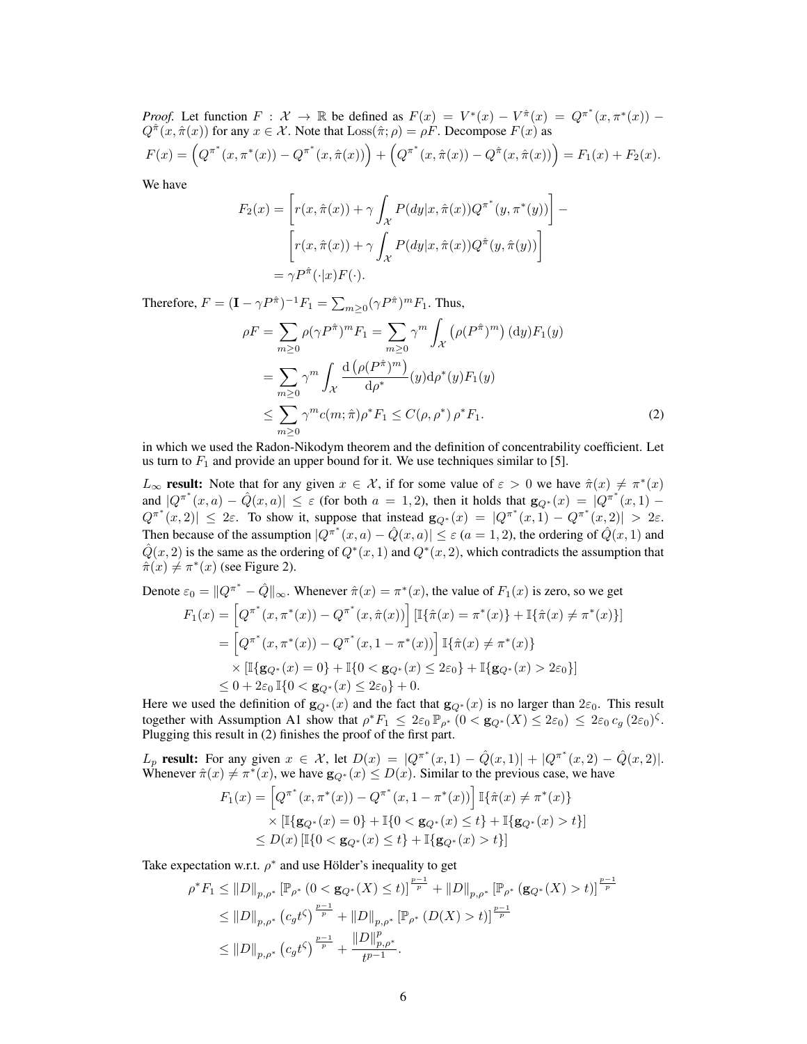*Proof.* Let function $F : \mathcal{X} \to \mathbb{R}$ be defined as $F(x) = V^*(x) - V^{\hat{\pi}}(x) = Q^{\pi^*}(x, \pi^*(x)) - Q^{\hat{\pi}}(x, \hat{\pi}(x))$ for any $x \in \mathcal{X}$. Note that $\text{Loss}(\hat{\pi}; \rho) = \rho F$. Decompose $F(x)$ as

$$F(x) = \left(Q^{\pi^*}(x, \pi^*(x)) - Q^{\pi^*}(x, \hat{\pi}(x))\right) + \left(Q^{\pi^*}(x, \hat{\pi}(x)) - Q^{\hat{\pi}}(x, \hat{\pi}(x))\right) = F_1(x) + F_2(x).$$

We have

$$\begin{aligned}
F_2(x) &= \left[r(x, \hat{\pi}(x)) + \gamma \int_{\mathcal{X}} P(dy|x, \hat{\pi}(x)) Q^{\pi^*}(y, \pi^*(y))\right] - \\
&\quad \left[r(x, \hat{\pi}(x)) + \gamma \int_{\mathcal{X}} P(dy|x, \hat{\pi}(x)) Q^{\hat{\pi}}(y, \hat{\pi}(y))\right] \\
&= \gamma P^{\hat{\pi}}(\cdot|x) F(\cdot).
\end{aligned}$$

Therefore, $F = (\mathbf{I} - \gamma P^{\hat{\pi}})^{-1} F_1 = \sum_{m \geq 0} (\gamma P^{\hat{\pi}})^m F_1$. Thus,

$$\begin{aligned}
\rho F &= \sum_{m \geq 0} \rho (\gamma P^{\hat{\pi}})^m F_1 = \sum_{m \geq 0} \gamma^m \int_{\mathcal{X}} \left(\rho (P^{\hat{\pi}})^m\right)(\mathrm{d}y) F_1(y) \\
&= \sum_{m \geq 0} \gamma^m \int_{\mathcal{X}} \frac{\mathrm{d}\left(\rho (P^{\hat{\pi}})^m\right)}{\mathrm{d}\rho^*}(y) \mathrm{d}\rho^*(y) F_1(y) \\
&\leq \sum_{m \geq 0} \gamma^m c(m; \hat{\pi}) \rho^* F_1 \leq C(\rho, \rho^*)\, \rho^* F_1. \qquad (2)
\end{aligned}$$

in which we used the Radon-Nikodym theorem and the definition of concentrability coefficient. Let us turn to $F_1$ and provide an upper bound for it. We use techniques similar to [5].

$L_\infty$ **result:** Note that for any given $x \in \mathcal{X}$, if for some value of $\varepsilon > 0$ we have $\hat{\pi}(x) \neq \pi^*(x)$ and $|Q^{\pi^*}(x, a) - \hat{Q}(x, a)| \leq \varepsilon$ (for both $a = 1, 2$), then it holds that $\mathbf{g}_{Q^*}(x) = |Q^{\pi^*}(x, 1) - Q^{\pi^*}(x, 2)| \leq 2\varepsilon$. To show it, suppose that instead $\mathbf{g}_{Q^*}(x) = |Q^{\pi^*}(x, 1) - Q^{\pi^*}(x, 2)| > 2\varepsilon$. Then because of the assumption $|Q^{\pi^*}(x, a) - \hat{Q}(x, a)| \leq \varepsilon$ $(a = 1, 2)$, the ordering of $\hat{Q}(x, 1)$ and $\hat{Q}(x, 2)$ is the same as the ordering of $Q^*(x, 1)$ and $Q^*(x, 2)$, which contradicts the assumption that $\hat{\pi}(x) \neq \pi^*(x)$ (see Figure 2).

Denote $\varepsilon_0 = \|Q^{\pi^*} - \hat{Q}\|_\infty$. Whenever $\hat{\pi}(x) = \pi^*(x)$, the value of $F_1(x)$ is zero, so we get

$$\begin{aligned}
F_1(x) &= \left[Q^{\pi^*}(x, \pi^*(x)) - Q^{\pi^*}(x, \hat{\pi}(x))\right] \left[\mathbb{I}\{\hat{\pi}(x) = \pi^*(x)\} + \mathbb{I}\{\hat{\pi}(x) \neq \pi^*(x)\}\right] \\
&= \left[Q^{\pi^*}(x, \pi^*(x)) - Q^{\pi^*}(x, 1 - \pi^*(x))\right] \mathbb{I}\{\hat{\pi}(x) \neq \pi^*(x)\} \\
&\quad \times \left[\mathbb{I}\{\mathbf{g}_{Q^*}(x) = 0\} + \mathbb{I}\{0 < \mathbf{g}_{Q^*}(x) \leq 2\varepsilon_0\} + \mathbb{I}\{\mathbf{g}_{Q^*}(x) > 2\varepsilon_0\}\right] \\
&\leq 0 + 2\varepsilon_0\, \mathbb{I}\{0 < \mathbf{g}_{Q^*}(x) \leq 2\varepsilon_0\} + 0.
\end{aligned}$$

Here we used the definition of $\mathbf{g}_{Q^*}(x)$ and the fact that $\mathbf{g}_{Q^*}(x)$ is no larger than $2\varepsilon_0$. This result together with Assumption A1 show that $\rho^* F_1 \leq 2\varepsilon_0\, \mathbb{P}_{\rho^*}(0 < \mathbf{g}_{Q^*}(X) \leq 2\varepsilon_0) \leq 2\varepsilon_0\, c_g\, (2\varepsilon_0)^\zeta$. Plugging this result in (2) finishes the proof of the first part.

$L_p$ **result:** For any given $x \in \mathcal{X}$, let $D(x) = |Q^{\pi^*}(x, 1) - \hat{Q}(x, 1)| + |Q^{\pi^*}(x, 2) - \hat{Q}(x, 2)|$. Whenever $\hat{\pi}(x) \neq \pi^*(x)$, we have $\mathbf{g}_{Q^*}(x) \leq D(x)$. Similar to the previous case, we have

$$\begin{aligned}
F_1(x) &= \left[Q^{\pi^*}(x, \pi^*(x)) - Q^{\pi^*}(x, 1 - \pi^*(x))\right] \mathbb{I}\{\hat{\pi}(x) \neq \pi^*(x)\} \\
&\quad \times \left[\mathbb{I}\{\mathbf{g}_{Q^*}(x) = 0\} + \mathbb{I}\{0 < \mathbf{g}_{Q^*}(x) \leq t\} + \mathbb{I}\{\mathbf{g}_{Q^*}(x) > t\}\right] \\
&\leq D(x) \left[\mathbb{I}\{0 < \mathbf{g}_{Q^*}(x) \leq t\} + \mathbb{I}\{\mathbf{g}_{Q^*}(x) > t\}\right]
\end{aligned}$$

Take expectation w.r.t. $\rho^*$ and use Hölder's inequality to get

$$\begin{aligned}
\rho^* F_1 &\leq \|D\|_{p, \rho^*} \left[\mathbb{P}_{\rho^*}(0 < \mathbf{g}_{Q^*}(X) \leq t)\right]^{\frac{p-1}{p}} + \|D\|_{p, \rho^*} \left[\mathbb{P}_{\rho^*}(\mathbf{g}_{Q^*}(X) > t)\right]^{\frac{p-1}{p}} \\
&\leq \|D\|_{p, \rho^*} \left(c_g t^\zeta\right)^{\frac{p-1}{p}} + \|D\|_{p, \rho^*} \left[\mathbb{P}_{\rho^*}(D(X) > t)\right]^{\frac{p-1}{p}} \\
&\leq \|D\|_{p, \rho^*} \left(c_g t^\zeta\right)^{\frac{p-1}{p}} + \frac{\|D\|_{p, \rho^*}^p}{t^{p-1}}.
\end{aligned}$$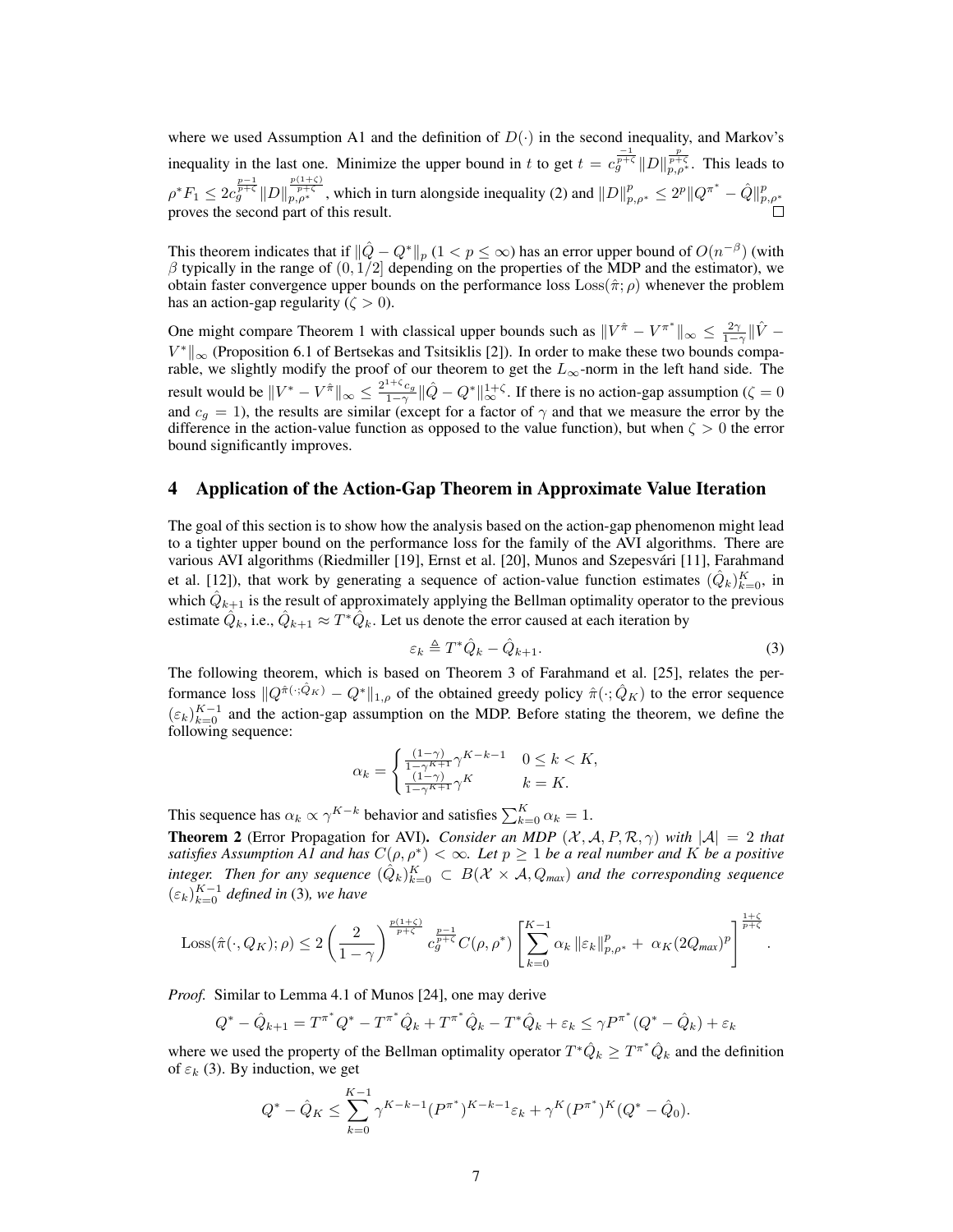where we used Assumption A1 and the definition of $D(\cdot)$ in the second inequality, and Markov's inequality in the last one. Minimize the upper bound in $t$ to get $t = c_g^{\frac{-1}{p+\zeta}} \|D\|_{p,\rho^*}^{\frac{p}{p+\zeta}}$. This leads to $\rho^* F_1 \leq 2 c_g^{\frac{p-1}{p+\zeta}} \|D\|_{p,\rho^*}^{\frac{p(1+\zeta)}{p+\zeta}}$, which in turn alongside inequality (2) and $\|D\|_{p,\rho^*}^p \leq 2^p \|Q^{\pi^*} - \hat{Q}\|_{p,\rho^*}^p$ proves the second part of this result. $\square$

This theorem indicates that if $\|\hat{Q} - Q^*\|_p$ ($1 < p \leq \infty$) has an error upper bound of $O(n^{-\beta})$ (with $\beta$ typically in the range of $(0, 1/2]$ depending on the properties of the MDP and the estimator), we obtain faster convergence upper bounds on the performance loss $\mathrm{Loss}(\hat{\pi}; \rho)$ whenever the problem has an action-gap regularity ($\zeta > 0$).

One might compare Theorem 1 with classical upper bounds such as $\|V^{\hat{\pi}} - V^{\pi^*}\|_\infty \leq \frac{2\gamma}{1-\gamma} \|\hat{V} - V^*\|_\infty$ (Proposition 6.1 of Bertsekas and Tsitsiklis [2]). In order to make these two bounds comparable, we slightly modify the proof of our theorem to get the $L_\infty$-norm in the left hand side. The result would be $\|V^* - V^{\hat{\pi}}\|_\infty \leq \frac{2^{1+\zeta} c_g}{1-\gamma} \|\hat{Q} - Q^*\|_\infty^{1+\zeta}$. If there is no action-gap assumption ($\zeta = 0$ and $c_g = 1$), the results are similar (except for a factor of $\gamma$ and that we measure the error by the difference in the action-value function as opposed to the value function), but when $\zeta > 0$ the error bound significantly improves.

## 4 Application of the Action-Gap Theorem in Approximate Value Iteration

The goal of this section is to show how the analysis based on the action-gap phenomenon might lead to a tighter upper bound on the performance loss for the family of the AVI algorithms. There are various AVI algorithms (Riedmiller [19], Ernst et al. [20], Munos and Szepesvári [11], Farahmand et al. [12]), that work by generating a sequence of action-value function estimates $(\hat{Q}_k)_{k=0}^K$, in which $\hat{Q}_{k+1}$ is the result of approximately applying the Bellman optimality operator to the previous estimate $\hat{Q}_k$, i.e., $\hat{Q}_{k+1} \approx T^* \hat{Q}_k$. Let us denote the error caused at each iteration by

$$
\varepsilon_k \triangleq T^* \hat{Q}_k - \hat{Q}_{k+1}. \tag{3}
$$

The following theorem, which is based on Theorem 3 of Farahmand et al. [25], relates the performance loss $\|Q^{\hat{\pi}(\cdot;\hat{Q}_K)} - Q^*\|_{1,\rho}$ of the obtained greedy policy $\hat{\pi}(\cdot; \hat{Q}_K)$ to the error sequence $(\varepsilon_k)_{k=0}^{K-1}$ and the action-gap assumption on the MDP. Before stating the theorem, we define the following sequence:

$$
\alpha_k = \begin{cases} \frac{(1-\gamma)}{1-\gamma^{K+1}} \gamma^{K-k-1} & 0 \leq k < K, \\ \frac{(1-\gamma)}{1-\gamma^{K+1}} \gamma^K & k = K. \end{cases}
$$

This sequence has $\alpha_k \propto \gamma^{K-k}$ behavior and satisfies $\sum_{k=0}^K \alpha_k = 1$.

**Theorem 2** (Error Propagation for AVI). *Consider an MDP $(\mathcal{X}, \mathcal{A}, P, \mathcal{R}, \gamma)$ with $|\mathcal{A}| = 2$ that satisfies Assumption A1 and has $C(\rho, \rho^*) < \infty$. Let $p \geq 1$ be a real number and $K$ be a positive integer. Then for any sequence $(\hat{Q}_k)_{k=0}^K \subset B(\mathcal{X} \times \mathcal{A}, Q_{max})$ and the corresponding sequence $(\varepsilon_k)_{k=0}^{K-1}$ defined in* (3)*, we have*

$$
\mathrm{Loss}(\hat{\pi}(\cdot, Q_K); \rho) \leq 2 \left( \frac{2}{1-\gamma} \right)^{\frac{p(1+\zeta)}{p+\zeta}} c_g^{\frac{p-1}{p+\zeta}} C(\rho, \rho^*) \left[ \sum_{k=0}^{K-1} \alpha_k \|\varepsilon_k\|_{p,\rho^*}^p + \alpha_K (2Q_{max})^p \right]^{\frac{1+\zeta}{p+\zeta}}.
$$

*Proof.* Similar to Lemma 4.1 of Munos [24], one may derive

$$
Q^* - \hat{Q}_{k+1} = T^{\pi^*} Q^* - T^{\pi^*} \hat{Q}_k + T^{\pi^*} \hat{Q}_k - T^* \hat{Q}_k + \varepsilon_k \leq \gamma P^{\pi^*} (Q^* - \hat{Q}_k) + \varepsilon_k
$$

where we used the property of the Bellman optimality operator $T^* \hat{Q}_k \geq T^{\pi^*} \hat{Q}_k$ and the definition of $\varepsilon_k$ (3). By induction, we get

$$
Q^* - \hat{Q}_K \leq \sum_{k=0}^{K-1} \gamma^{K-k-1} (P^{\pi^*})^{K-k-1} \varepsilon_k + \gamma^K (P^{\pi^*})^K (Q^* - \hat{Q}_0).
$$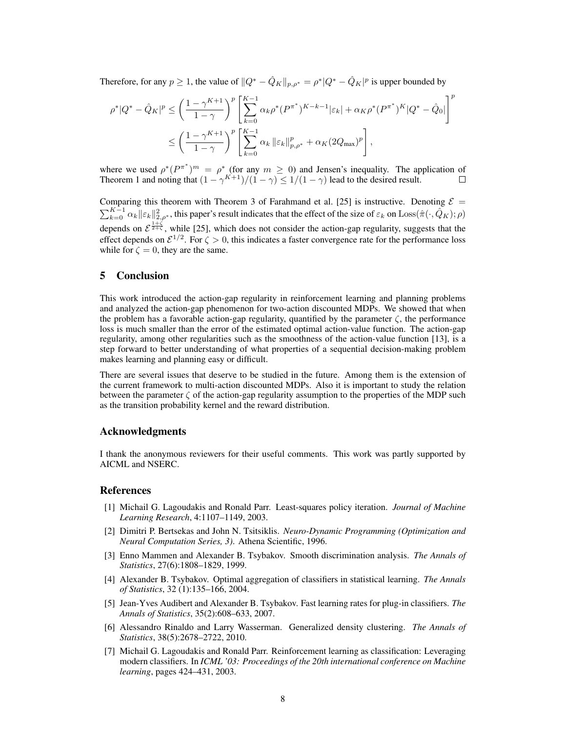Therefore, for any $p \geq 1$, the value of $\|Q^* - \hat{Q}_K\|_{p,\rho^*} = \rho^* |Q^* - \hat{Q}_K|^p$ is upper bounded by

$$
\begin{aligned}
\rho^* |Q^* - \hat{Q}_K|^p &\leq \left( \frac{1-\gamma^{K+1}}{1-\gamma} \right)^p \left[ \sum_{k=0}^{K-1} \alpha_k \rho^* (P^{\pi^*})^{K-k-1} |\varepsilon_k| + \alpha_K \rho^* (P^{\pi^*})^K |Q^* - \hat{Q}_0| \right]^p \\
&\leq \left( \frac{1-\gamma^{K+1}}{1-\gamma} \right)^p \left[ \sum_{k=0}^{K-1} \alpha_k \|\varepsilon_k\|_{p,\rho^*}^p + \alpha_K (2 Q_{\max})^p \right],
\end{aligned}
$$

where we used $\rho^* (P^{\pi^*})^m = \rho^*$ (for any $m \geq 0$) and Jensen's inequality. The application of Theorem 1 and noting that $(1-\gamma^{K+1})/(1-\gamma) \leq 1/(1-\gamma)$ lead to the desired result. $\square$

Comparing this theorem with Theorem 3 of Farahmand et al. [25] is instructive. Denoting $\mathcal{E} = \sum_{k=0}^{K-1} \alpha_k \|\varepsilon_k\|_{2,\rho^*}^2$, this paper's result indicates that the effect of the size of $\varepsilon_k$ on $\mathrm{Loss}(\hat{\pi}(\cdot, \hat{Q}_K); \rho)$ depends on $\mathcal{E}^{\frac{1+\zeta}{2+\zeta}}$, while [25], which does not consider the action-gap regularity, suggests that the effect depends on $\mathcal{E}^{1/2}$. For $\zeta > 0$, this indicates a faster convergence rate for the performance loss while for $\zeta = 0$, they are the same.

## 5 Conclusion

This work introduced the action-gap regularity in reinforcement learning and planning problems and analyzed the action-gap phenomenon for two-action discounted MDPs. We showed that when the problem has a favorable action-gap regularity, quantified by the parameter $\zeta$, the performance loss is much smaller than the error of the estimated optimal action-value function. The action-gap regularity, among other regularities such as the smoothness of the action-value function [13], is a step forward to better understanding of what properties of a sequential decision-making problem makes learning and planning easy or difficult.

There are several issues that deserve to be studied in the future. Among them is the extension of the current framework to multi-action discounted MDPs. Also it is important to study the relation between the parameter $\zeta$ of the action-gap regularity assumption to the properties of the MDP such as the transition probability kernel and the reward distribution.

### Acknowledgments

I thank the anonymous reviewers for their useful comments. This work was partly supported by AICML and NSERC.

### References

[1] Michail G. Lagoudakis and Ronald Parr. Least-squares policy iteration. *Journal of Machine Learning Research*, 4:1107–1149, 2003.

[2] Dimitri P. Bertsekas and John N. Tsitsiklis. *Neuro-Dynamic Programming (Optimization and Neural Computation Series, 3)*. Athena Scientific, 1996.

[3] Enno Mammen and Alexander B. Tsybakov. Smooth discrimination analysis. *The Annals of Statistics*, 27(6):1808–1829, 1999.

[4] Alexander B. Tsybakov. Optimal aggregation of classifiers in statistical learning. *The Annals of Statistics*, 32 (1):135–166, 2004.

[5] Jean-Yves Audibert and Alexander B. Tsybakov. Fast learning rates for plug-in classifiers. *The Annals of Statistics*, 35(2):608–633, 2007.

[6] Alessandro Rinaldo and Larry Wasserman. Generalized density clustering. *The Annals of Statistics*, 38(5):2678–2722, 2010.

[7] Michail G. Lagoudakis and Ronald Parr. Reinforcement learning as classification: Leveraging modern classifiers. In *ICML '03: Proceedings of the 20th international conference on Machine learning*, pages 424–431, 2003.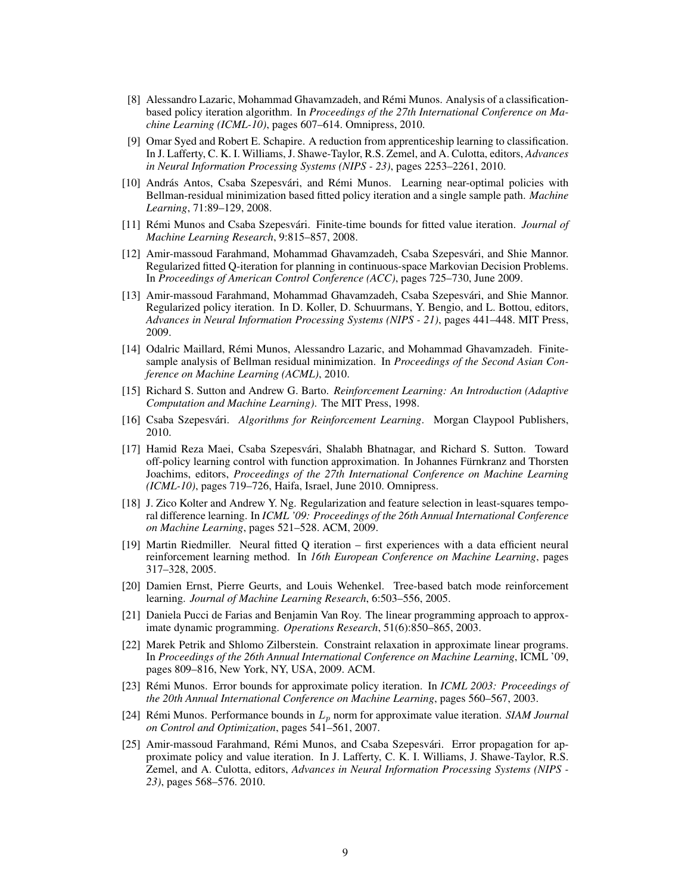[8] Alessandro Lazaric, Mohammad Ghavamzadeh, and Rémi Munos. Analysis of a classification-based policy iteration algorithm. In *Proceedings of the 27th International Conference on Machine Learning (ICML-10)*, pages 607–614. Omnipress, 2010.

[9] Omar Syed and Robert E. Schapire. A reduction from apprenticeship learning to classification. In J. Lafferty, C. K. I. Williams, J. Shawe-Taylor, R.S. Zemel, and A. Culotta, editors, *Advances in Neural Information Processing Systems (NIPS - 23)*, pages 2253–2261, 2010.

[10] András Antos, Csaba Szepesvári, and Rémi Munos. Learning near-optimal policies with Bellman-residual minimization based fitted policy iteration and a single sample path. *Machine Learning*, 71:89–129, 2008.

[11] Rémi Munos and Csaba Szepesvári. Finite-time bounds for fitted value iteration. *Journal of Machine Learning Research*, 9:815–857, 2008.

[12] Amir-massoud Farahmand, Mohammad Ghavamzadeh, Csaba Szepesvári, and Shie Mannor. Regularized fitted Q-iteration for planning in continuous-space Markovian Decision Problems. In *Proceedings of American Control Conference (ACC)*, pages 725–730, June 2009.

[13] Amir-massoud Farahmand, Mohammad Ghavamzadeh, Csaba Szepesvári, and Shie Mannor. Regularized policy iteration. In D. Koller, D. Schuurmans, Y. Bengio, and L. Bottou, editors, *Advances in Neural Information Processing Systems (NIPS - 21)*, pages 441–448. MIT Press, 2009.

[14] Odalric Maillard, Rémi Munos, Alessandro Lazaric, and Mohammad Ghavamzadeh. Finite-sample analysis of Bellman residual minimization. In *Proceedings of the Second Asian Conference on Machine Learning (ACML)*, 2010.

[15] Richard S. Sutton and Andrew G. Barto. *Reinforcement Learning: An Introduction (Adaptive Computation and Machine Learning)*. The MIT Press, 1998.

[16] Csaba Szepesvári. *Algorithms for Reinforcement Learning*. Morgan Claypool Publishers, 2010.

[17] Hamid Reza Maei, Csaba Szepesvári, Shalabh Bhatnagar, and Richard S. Sutton. Toward off-policy learning control with function approximation. In Johannes Fürnkranz and Thorsten Joachims, editors, *Proceedings of the 27th International Conference on Machine Learning (ICML-10)*, pages 719–726, Haifa, Israel, June 2010. Omnipress.

[18] J. Zico Kolter and Andrew Y. Ng. Regularization and feature selection in least-squares temporal difference learning. In *ICML '09: Proceedings of the 26th Annual International Conference on Machine Learning*, pages 521–528. ACM, 2009.

[19] Martin Riedmiller. Neural fitted Q iteration – first experiences with a data efficient neural reinforcement learning method. In *16th European Conference on Machine Learning*, pages 317–328, 2005.

[20] Damien Ernst, Pierre Geurts, and Louis Wehenkel. Tree-based batch mode reinforcement learning. *Journal of Machine Learning Research*, 6:503–556, 2005.

[21] Daniela Pucci de Farias and Benjamin Van Roy. The linear programming approach to approximate dynamic programming. *Operations Research*, 51(6):850–865, 2003.

[22] Marek Petrik and Shlomo Zilberstein. Constraint relaxation in approximate linear programs. In *Proceedings of the 26th Annual International Conference on Machine Learning*, ICML '09, pages 809–816, New York, NY, USA, 2009. ACM.

[23] Rémi Munos. Error bounds for approximate policy iteration. In *ICML 2003: Proceedings of the 20th Annual International Conference on Machine Learning*, pages 560–567, 2003.

[24] Rémi Munos. Performance bounds in $L_p$ norm for approximate value iteration. *SIAM Journal on Control and Optimization*, pages 541–561, 2007.

[25] Amir-massoud Farahmand, Rémi Munos, and Csaba Szepesvári. Error propagation for approximate policy and value iteration. In J. Lafferty, C. K. I. Williams, J. Shawe-Taylor, R.S. Zemel, and A. Culotta, editors, *Advances in Neural Information Processing Systems (NIPS - 23)*, pages 568–576. 2010.